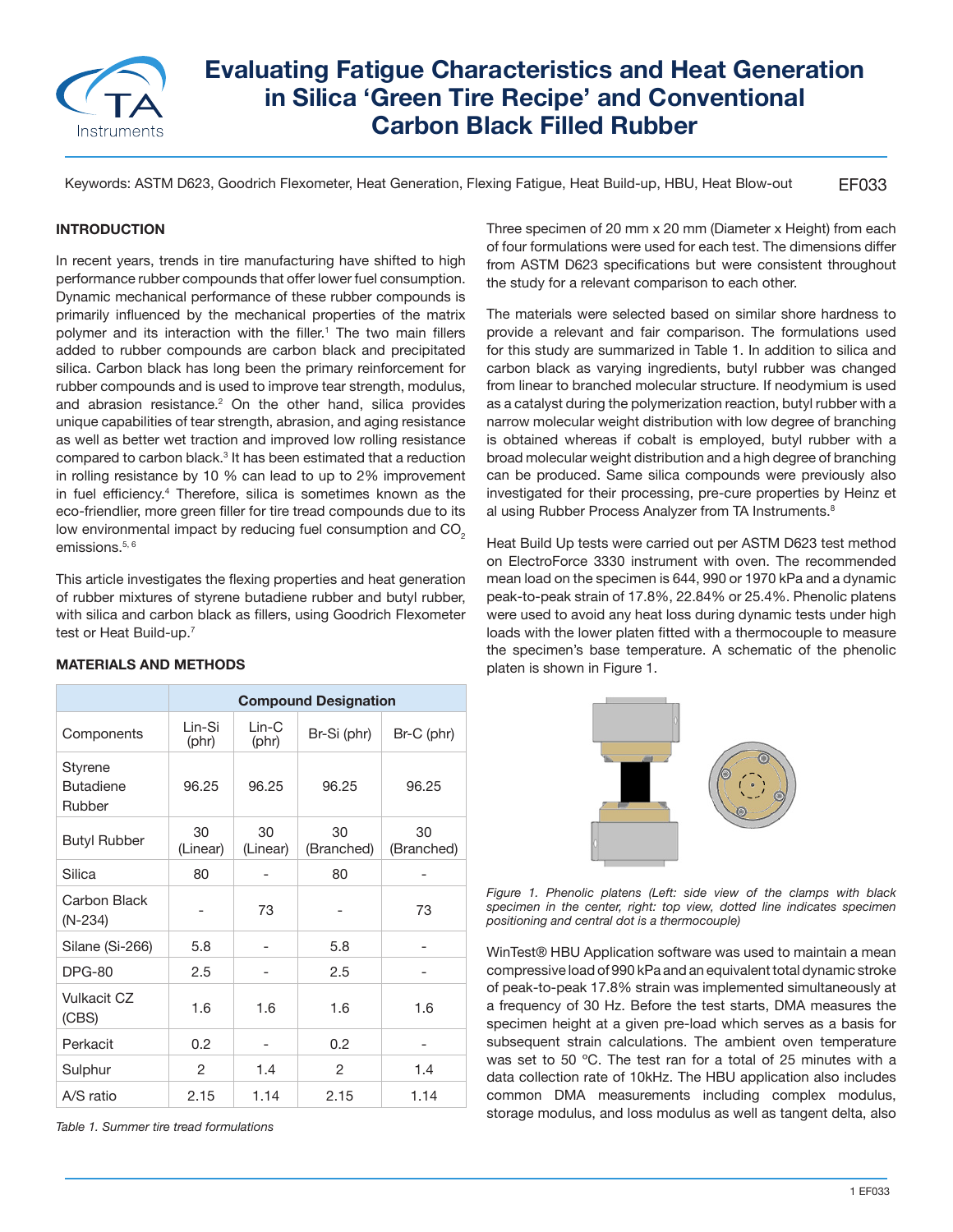# Evaluating Fatigue Characteristics and Heat Generation in Silica 'Green Tire Recipe' and Conventional Carbon Black Filled Rubber

Keywords: ASTM D623, Goodrich Flexometer, Heat Generation, Flexing Fatigue, Heat Build-up, HBU, Heat Blow-out

EF033

## INTRODUCTION

In recent years, trends in tire manufacturing have shifted to high performance rubber compounds that offer lower fuel consumption. Dynamic mechanical performance of these rubber compounds is primarily influenced by the mechanical properties of the matrix polymer and its interaction with the filler.[1] The two main fillers added to rubber compounds are carbon black and precipitated silica. Carbon black has long been the primary reinforcement for rubber compounds and is used to improve tear strength, modulus, and abrasion resistance.[2] On the other hand, silica provides unique capabilities of tear strength, abrasion, and aging resistance as well as better wet traction and improved low rolling resistance compared to carbon black.[3] It has been estimated that a reduction in rolling resistance by 10 % can lead to up to 2% improvement in fuel efficiency.[4] Therefore, silica is sometimes known as the eco-friendlier, more green filler for tire tread compounds due to its low environmental impact by reducing fuel consumption and $CO_2$ emissions.[5, 6]

This article investigates the flexing properties and heat generation of rubber mixtures of styrene butadiene rubber and butyl rubber, with silica and carbon black as fillers, using Goodrich Flexometer test or Heat Build-up.[7]

## MATERIALS AND METHODS

| | Compound Designation | | | |
|---|---|---|---|---|
| Components | Lin-Si (phr) | Lin-C (phr) | Br-Si (phr) | Br-C (phr) |
| Styrene Butadiene Rubber | 96.25 | 96.25 | 96.25 | 96.25 |
| Butyl Rubber | 30 (Linear) | 30 (Linear) | 30 (Branched) | 30 (Branched) |
| Silica | 80 | - | 80 | - |
| Carbon Black (N-234) | - | 73 | - | 73 |
| Silane (Si-266) | 5.8 | - | 5.8 | - |
| DPG-80 | 2.5 | - | 2.5 | - |
| Vulkacit CZ (CBS) | 1.6 | 1.6 | 1.6 | 1.6 |
| Perkacit | 0.2 | - | 0.2 | - |
| Sulphur | 2 | 1.4 | 2 | 1.4 |
| A/S ratio | 2.15 | 1.14 | 2.15 | 1.14 |

*Table 1. Summer tire tread formulations*

Three specimen of 20 mm x 20 mm (Diameter x Height) from each of four formulations were used for each test. The dimensions differ from ASTM D623 specifications but were consistent throughout the study for a relevant comparison to each other.

The materials were selected based on similar shore hardness to provide a relevant and fair comparison. The formulations used for this study are summarized in Table 1. In addition to silica and carbon black as varying ingredients, butyl rubber was changed from linear to branched molecular structure. If neodymium is used as a catalyst during the polymerization reaction, butyl rubber with a narrow molecular weight distribution with low degree of branching is obtained whereas if cobalt is employed, butyl rubber with a broad molecular weight distribution and a high degree of branching can be produced. Same silica compounds were previously also investigated for their processing, pre-cure properties by Heinz et al using Rubber Process Analyzer from TA Instruments.[8]

Heat Build Up tests were carried out per ASTM D623 test method on ElectroForce 3330 instrument with oven. The recommended mean load on the specimen is 644, 990 or 1970 kPa and a dynamic peak-to-peak strain of 17.8%, 22.84% or 25.4%. Phenolic platens were used to avoid any heat loss during dynamic tests under high loads with the lower platen fitted with a thermocouple to measure the specimen's base temperature. A schematic of the phenolic platen is shown in Figure 1.

*Figure 1. Phenolic platens (Left: side view of the clamps with black specimen in the center, right: top view, dotted line indicates specimen positioning and central dot is a thermocouple)*

WinTest® HBU Application software was used to maintain a mean compressive load of 990 kPa and an equivalent total dynamic stroke of peak-to-peak 17.8% strain was implemented simultaneously at a frequency of 30 Hz. Before the test starts, DMA measures the specimen height at a given pre-load which serves as a basis for subsequent strain calculations. The ambient oven temperature was set to 50 °C. The test ran for a total of 25 minutes with a data collection rate of 10kHz. The HBU application also includes common DMA measurements including complex modulus, storage modulus, and loss modulus as well as tangent delta, also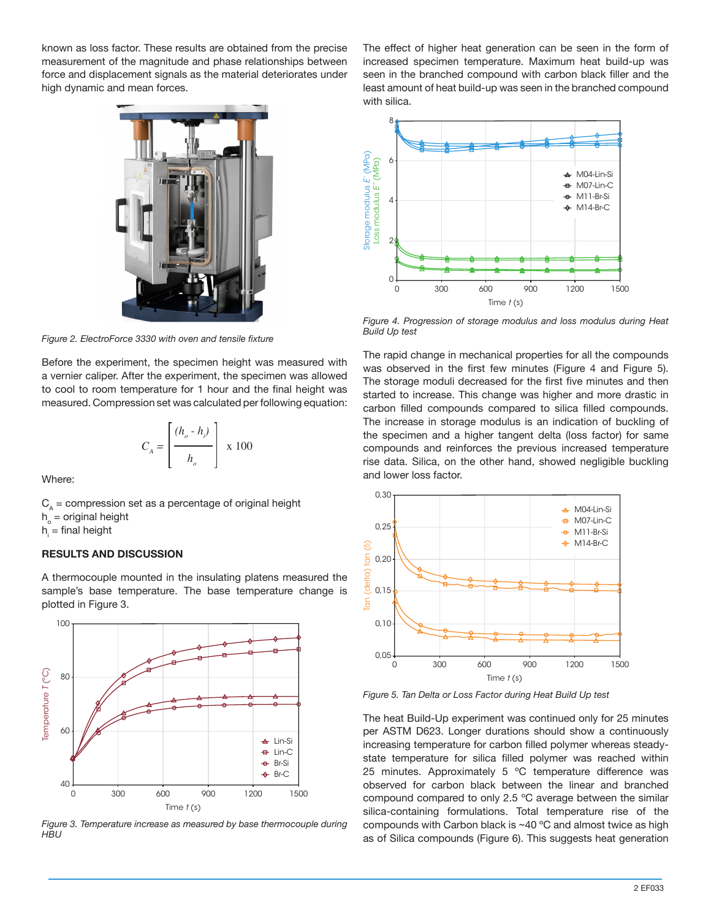known as loss factor. These results are obtained from the precise measurement of the magnitude and phase relationships between force and displacement signals as the material deteriorates under high dynamic and mean forces.

Figure 2. ElectroForce 3330 with oven and tensile fixture

Before the experiment, the specimen height was measured with a vernier caliper. After the experiment, the specimen was allowed to cool to room temperature for 1 hour and the final height was measured. Compression set was calculated per following equation:

$$C_A = \left[ \frac{(h_o - h_i)}{h_o} \right] \times 100$$

Where:

$C_A$ = compression set as a percentage of original height
$h_o$ = original height
$h_i$ = final height

## RESULTS AND DISCUSSION

A thermocouple mounted in the insulating platens measured the sample's base temperature. The base temperature change is plotted in Figure 3.

Figure 3. Temperature increase as measured by base thermocouple during HBU

The effect of higher heat generation can be seen in the form of increased specimen temperature. Maximum heat build-up was seen in the branched compound with carbon black filler and the least amount of heat build-up was seen in the branched compound with silica.

Figure 4. Progression of storage modulus and loss modulus during Heat Build Up test

The rapid change in mechanical properties for all the compounds was observed in the first few minutes (Figure 4 and Figure 5). The storage moduli decreased for the first five minutes and then started to increase. This change was higher and more drastic in carbon filled compounds compared to silica filled compounds. The increase in storage modulus is an indication of buckling of the specimen and a higher tangent delta (loss factor) for same compounds and reinforces the previous increased temperature rise data. Silica, on the other hand, showed negligible buckling and lower loss factor.

Figure 5. Tan Delta or Loss Factor during Heat Build Up test

The heat Build-Up experiment was continued only for 25 minutes per ASTM D623. Longer durations should show a continuously increasing temperature for carbon filled polymer whereas steady-state temperature for silica filled polymer was reached within 25 minutes. Approximately 5 °C temperature difference was observed for carbon black between the linear and branched compound compared to only 2.5 °C average between the similar silica-containing formulations. Total temperature rise of the compounds with Carbon black is ~40 °C and almost twice as high as of Silica compounds (Figure 6). This suggests heat generation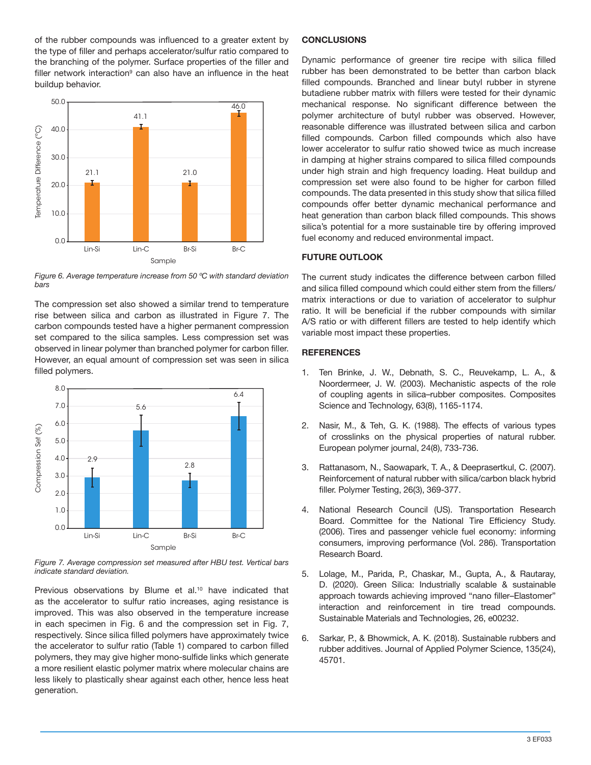of the rubber compounds was influenced to a greater extent by the type of filler and perhaps accelerator/sulfur ratio compared to the branching of the polymer. Surface properties of the filler and filler network interaction[9] can also have an influence in the heat buildup behavior.

*Figure 6. Average temperature increase from 50 ºC with standard deviation bars*

The compression set also showed a similar trend to temperature rise between silica and carbon as illustrated in Figure 7. The carbon compounds tested have a higher permanent compression set compared to the silica samples. Less compression set was observed in linear polymer than branched polymer for carbon filler. However, an equal amount of compression set was seen in silica filled polymers.

*Figure 7. Average compression set measured after HBU test. Vertical bars indicate standard deviation.*

Previous observations by Blume et al.[10] have indicated that as the accelerator to sulfur ratio increases, aging resistance is improved. This was also observed in the temperature increase in each specimen in Fig. 6 and the compression set in Fig. 7, respectively. Since silica filled polymers have approximately twice the accelerator to sulfur ratio (Table 1) compared to carbon filled polymers, they may give higher mono-sulfide links which generate a more resilient elastic polymer matrix where molecular chains are less likely to plastically shear against each other, hence less heat generation.

## CONCLUSIONS

Dynamic performance of greener tire recipe with silica filled rubber has been demonstrated to be better than carbon black filled compounds. Branched and linear butyl rubber in styrene butadiene rubber matrix with fillers were tested for their dynamic mechanical response. No significant difference between the polymer architecture of butyl rubber was observed. However, reasonable difference was illustrated between silica and carbon filled compounds. Carbon filled compounds which also have lower accelerator to sulfur ratio showed twice as much increase in damping at higher strains compared to silica filled compounds under high strain and high frequency loading. Heat buildup and compression set were also found to be higher for carbon filled compounds. The data presented in this study show that silica filled compounds offer better dynamic mechanical performance and heat generation than carbon black filled compounds. This shows silica's potential for a more sustainable tire by offering improved fuel economy and reduced environmental impact.

## FUTURE OUTLOOK

The current study indicates the difference between carbon filled and silica filled compound which could either stem from the fillers/matrix interactions or due to variation of accelerator to sulphur ratio. It will be beneficial if the rubber compounds with similar A/S ratio or with different fillers are tested to help identify which variable most impact these properties.

## REFERENCES

1. Ten Brinke, J. W., Debnath, S. C., Reuvekamp, L. A., & Noordermeer, J. W. (2003). Mechanistic aspects of the role of coupling agents in silica–rubber composites. Composites Science and Technology, 63(8), 1165-1174.

2. Nasir, M., & Teh, G. K. (1988). The effects of various types of crosslinks on the physical properties of natural rubber. European polymer journal, 24(8), 733-736.

3. Rattanasom, N., Saowapark, T. A., & Deeprasertkul, C. (2007). Reinforcement of natural rubber with silica/carbon black hybrid filler. Polymer Testing, 26(3), 369-377.

4. National Research Council (US). Transportation Research Board. Committee for the National Tire Efficiency Study. (2006). Tires and passenger vehicle fuel economy: informing consumers, improving performance (Vol. 286). Transportation Research Board.

5. Lolage, M., Parida, P., Chaskar, M., Gupta, A., & Rautaray, D. (2020). Green Silica: Industrially scalable & sustainable approach towards achieving improved "nano filler–Elastomer" interaction and reinforcement in tire tread compounds. Sustainable Materials and Technologies, 26, e00232.

6. Sarkar, P., & Bhowmick, A. K. (2018). Sustainable rubbers and rubber additives. Journal of Applied Polymer Science, 135(24), 45701.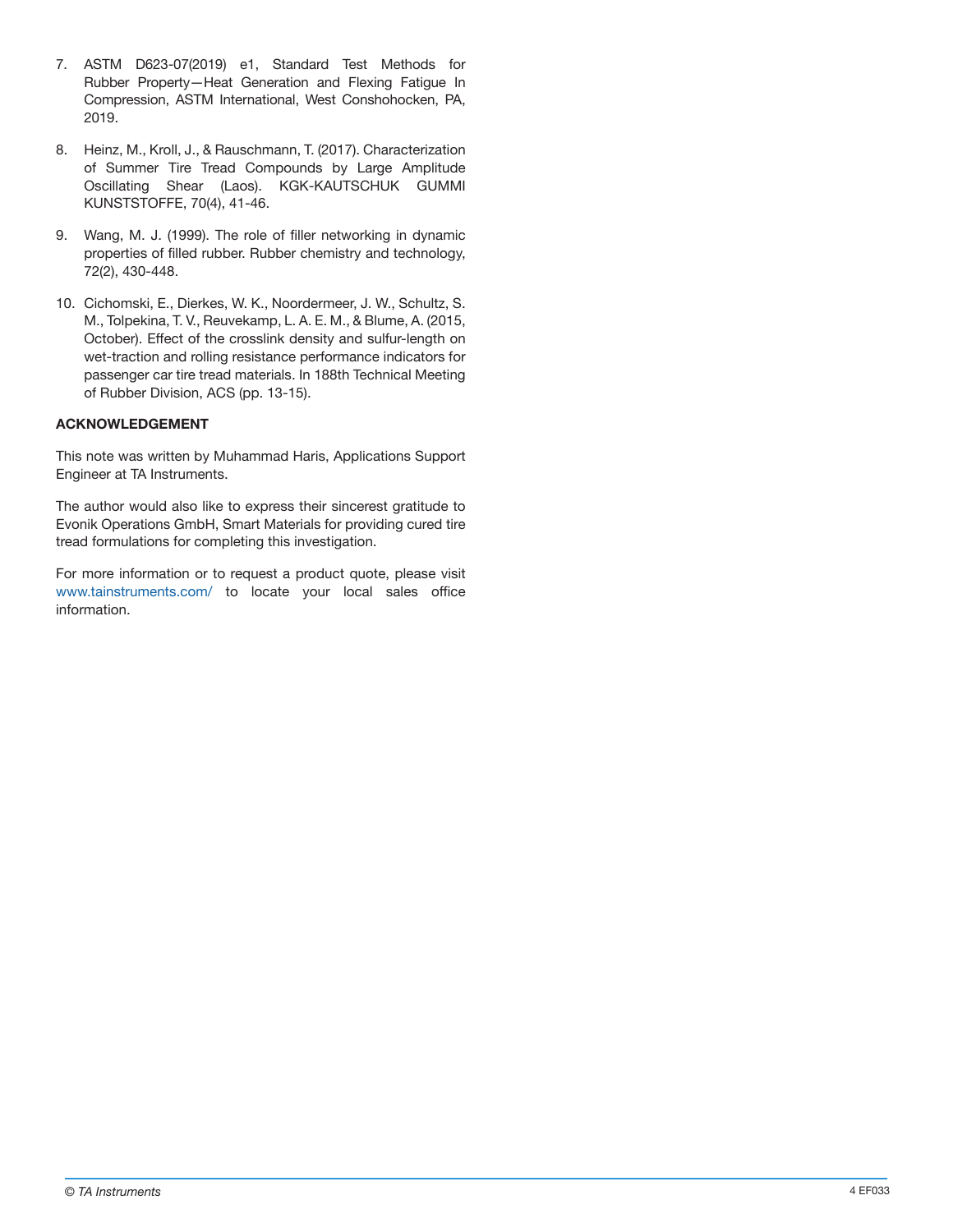7. ASTM D623-07(2019) e1, Standard Test Methods for Rubber Property—Heat Generation and Flexing Fatigue In Compression, ASTM International, West Conshohocken, PA, 2019.

8. Heinz, M., Kroll, J., & Rauschmann, T. (2017). Characterization of Summer Tire Tread Compounds by Large Amplitude Oscillating Shear (Laos). KGK-KAUTSCHUK GUMMI KUNSTSTOFFE, 70(4), 41-46.

9. Wang, M. J. (1999). The role of filler networking in dynamic properties of filled rubber. Rubber chemistry and technology, 72(2), 430-448.

10. Cichomski, E., Dierkes, W. K., Noordermeer, J. W., Schultz, S. M., Tolpekina, T. V., Reuvekamp, L. A. E. M., & Blume, A. (2015, October). Effect of the crosslink density and sulfur-length on wet-traction and rolling resistance performance indicators for passenger car tire tread materials. In 188th Technical Meeting of Rubber Division, ACS (pp. 13-15).

## ACKNOWLEDGEMENT

This note was written by Muhammad Haris, Applications Support Engineer at TA Instruments.

The author would also like to express their sincerest gratitude to Evonik Operations GmbH, Smart Materials for providing cured tire tread formulations for completing this investigation.

For more information or to request a product quote, please visit www.tainstruments.com/ to locate your local sales office information.